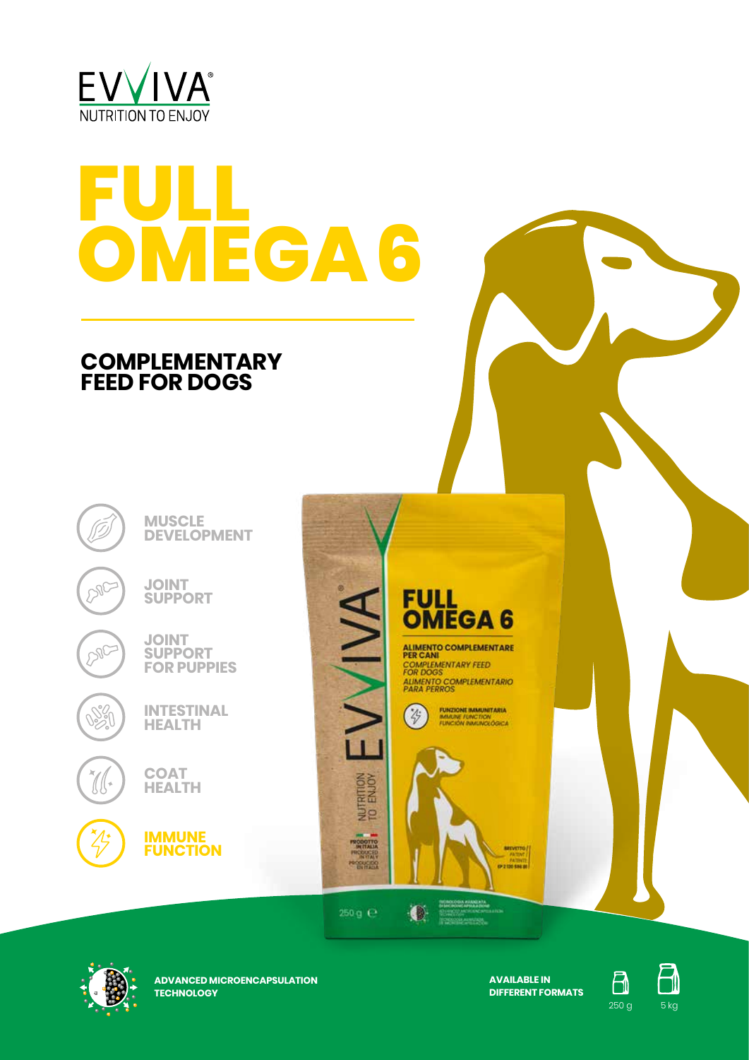EVVIVA®

NUTRITION TO ENJOY

# FULL OMEGA 6

## COMPLEMENTARY FEED FOR DOGS

- MUSCLE DEVELOPMENT
- JOINT SUPPORT
- JOINT SUPPORT FOR PUPPIES
- INTESTINAL HEALTH
- COAT HEALTH
- **IMMUNE FUNCTION**

**ADVANCED MICROENCAPSULATION TECHNOLOGY**

**AVAILABLE IN DIFFERENT FORMATS**

250 g | 5 kg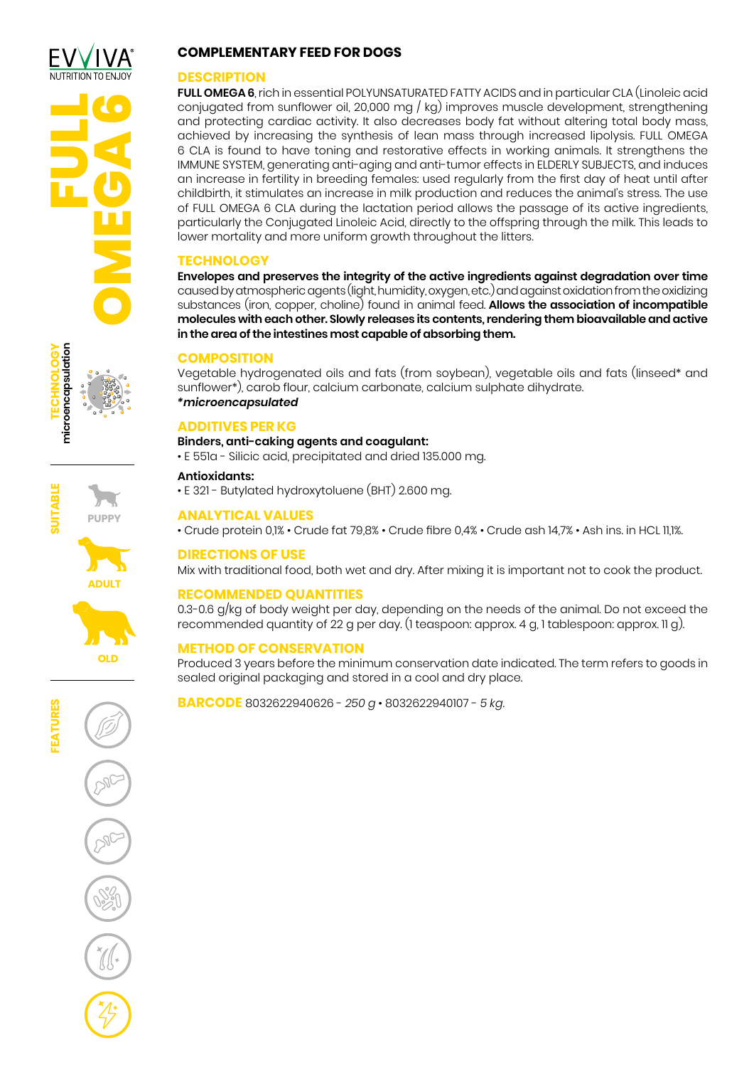EVVIVA
NUTRITION TO ENJOY

FULL OMEGA 6

TECHNOLOGY
microencapsulation

SUITABLE
PUPPY
ADULT
OLD

FEATURES

## COMPLEMENTARY FEED FOR DOGS

### DESCRIPTION

**FULL OMEGA 6**, rich in essential POLYUNSATURATED FATTY ACIDS and in particular CLA (Linoleic acid conjugated from sunflower oil, 20,000 mg / kg) improves muscle development, strengthening and protecting cardiac activity. It also decreases body fat without altering total body mass, achieved by increasing the synthesis of lean mass through increased lipolysis. FULL OMEGA 6 CLA is found to have toning and restorative effects in working animals. It strengthens the IMMUNE SYSTEM, generating anti-aging and anti-tumor effects in ELDERLY SUBJECTS, and induces an increase in fertility in breeding females: used regularly from the first day of heat until after childbirth, it stimulates an increase in milk production and reduces the animal's stress. The use of FULL OMEGA 6 CLA during the lactation period allows the passage of its active ingredients, particularly the Conjugated Linoleic Acid, directly to the offspring through the milk. This leads to lower mortality and more uniform growth throughout the litters.

### TECHNOLOGY

**Envelopes and preserves the integrity of the active ingredients against degradation over time** caused by atmospheric agents (light, humidity, oxygen, etc.) and against oxidation from the oxidizing substances (iron, copper, choline) found in animal feed. **Allows the association of incompatible molecules with each other. Slowly releases its contents, rendering them bioavailable and active in the area of the intestines most capable of absorbing them.**

### COMPOSITION

Vegetable hydrogenated oils and fats (from soybean), vegetable oils and fats (linseed* and sunflower*), carob flour, calcium carbonate, calcium sulphate dihydrate.
***microencapsulated**

### ADDITIVES PER KG

**Binders, anti-caking agents and coagulant:**
- E 551a - Silicic acid, precipitated and dried 135.000 mg.

**Antioxidants:**
- E 321 - Butylated hydroxytoluene (BHT) 2.600 mg.

### ANALYTICAL VALUES

- Crude protein 0,1% • Crude fat 79,8% • Crude fibre 0,4% • Crude ash 14,7% • Ash ins. in HCL 11,1%.

### DIRECTIONS OF USE

Mix with traditional food, both wet and dry. After mixing it is important not to cook the product.

### RECOMMENDED QUANTITIES

0.3-0.6 g/kg of body weight per day, depending on the needs of the animal. Do not exceed the recommended quantity of 22 g per day. (1 teaspoon: approx. 4 g, 1 tablespoon: approx. 11 g).

### METHOD OF CONSERVATION

Produced 3 years before the minimum conservation date indicated. The term refers to goods in sealed original packaging and stored in a cool and dry place.

**BARCODE** 8032622940626 - *250 g* • 8032622940107 - *5 kg*.